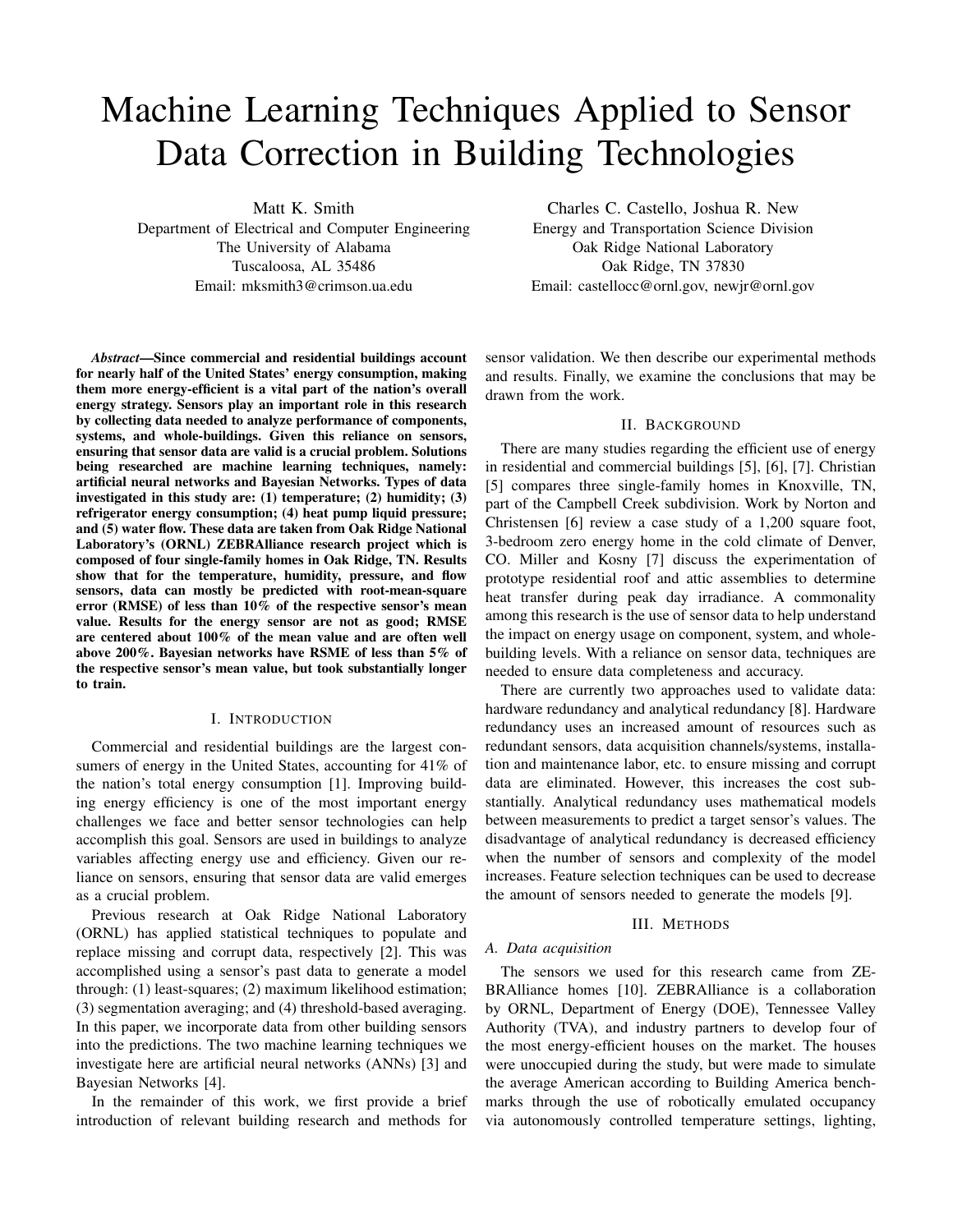# Machine Learning Techniques Applied to Sensor Data Correction in Building Technologies

Matt K. Smith
Department of Electrical and Computer Engineering
The University of Alabama
Tuscaloosa, AL 35486
Email: mksmith3@crimson.ua.edu

Charles C. Castello, Joshua R. New
Energy and Transportation Science Division
Oak Ridge National Laboratory
Oak Ridge, TN 37830
Email: castellocc@ornl.gov, newjr@ornl.gov

***Abstract*—Since commercial and residential buildings account for nearly half of the United States' energy consumption, making them more energy-efficient is a vital part of the nation's overall energy strategy. Sensors play an important role in this research by collecting data needed to analyze performance of components, systems, and whole-buildings. Given this reliance on sensors, ensuring that sensor data are valid is a crucial problem. Solutions being researched are machine learning techniques, namely: artificial neural networks and Bayesian Networks. Types of data investigated in this study are: (1) temperature; (2) humidity; (3) refrigerator energy consumption; (4) heat pump liquid pressure; and (5) water flow. These data are taken from Oak Ridge National Laboratory's (ORNL) ZEBRAlliance research project which is composed of four single-family homes in Oak Ridge, TN. Results show that for the temperature, humidity, pressure, and flow sensors, data can mostly be predicted with root-mean-square error (RMSE) of less than 10% of the respective sensor's mean value. Results for the energy sensor are not as good; RMSE are centered about 100% of the mean value and are often well above 200%. Bayesian networks have RSME of less than 5% of the respective sensor's mean value, but took substantially longer to train.**

## I. Introduction

Commercial and residential buildings are the largest consumers of energy in the United States, accounting for 41% of the nation's total energy consumption [1]. Improving building energy efficiency is one of the most important energy challenges we face and better sensor technologies can help accomplish this goal. Sensors are used in buildings to analyze variables affecting energy use and efficiency. Given our reliance on sensors, ensuring that sensor data are valid emerges as a crucial problem.

Previous research at Oak Ridge National Laboratory (ORNL) has applied statistical techniques to populate and replace missing and corrupt data, respectively [2]. This was accomplished using a sensor's past data to generate a model through: (1) least-squares; (2) maximum likelihood estimation; (3) segmentation averaging; and (4) threshold-based averaging. In this paper, we incorporate data from other building sensors into the predictions. The two machine learning techniques we investigate here are artificial neural networks (ANNs) [3] and Bayesian Networks [4].

In the remainder of this work, we first provide a brief introduction of relevant building research and methods for sensor validation. We then describe our experimental methods and results. Finally, we examine the conclusions that may be drawn from the work.

## II. Background

There are many studies regarding the efficient use of energy in residential and commercial buildings [5], [6], [7]. Christian [5] compares three single-family homes in Knoxville, TN, part of the Campbell Creek subdivision. Work by Norton and Christensen [6] review a case study of a 1,200 square foot, 3-bedroom zero energy home in the cold climate of Denver, CO. Miller and Kosny [7] discuss the experimentation of prototype residential roof and attic assemblies to determine heat transfer during peak day irradiance. A commonality among this research is the use of sensor data to help understand the impact on energy usage on component, system, and whole-building levels. With a reliance on sensor data, techniques are needed to ensure data completeness and accuracy.

There are currently two approaches used to validate data: hardware redundancy and analytical redundancy [8]. Hardware redundancy uses an increased amount of resources such as redundant sensors, data acquisition channels/systems, installation and maintenance labor, etc. to ensure missing and corrupt data are eliminated. However, this increases the cost substantially. Analytical redundancy uses mathematical models between measurements to predict a target sensor's values. The disadvantage of analytical redundancy is decreased efficiency when the number of sensors and complexity of the model increases. Feature selection techniques can be used to decrease the amount of sensors needed to generate the models [9].

## III. Methods

### A. Data acquisition

The sensors we used for this research came from ZEBRAlliance homes [10]. ZEBRAlliance is a collaboration by ORNL, Department of Energy (DOE), Tennessee Valley Authority (TVA), and industry partners to develop four of the most energy-efficient houses on the market. The houses were unoccupied during the study, but were made to simulate the average American according to Building America benchmarks through the use of robotically emulated occupancy via autonomously controlled temperature settings, lighting,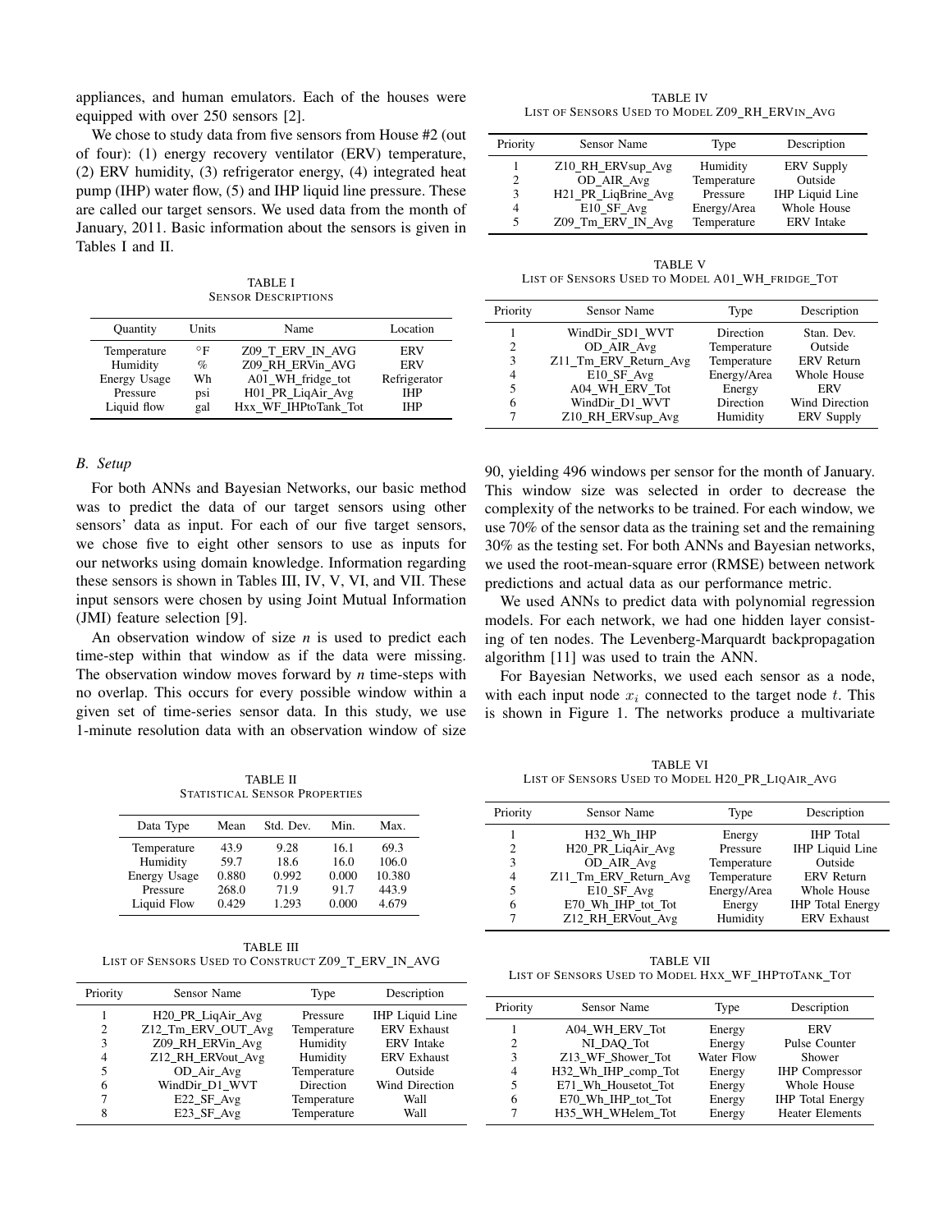appliances, and human emulators. Each of the houses were equipped with over 250 sensors [2].

We chose to study data from five sensors from House #2 (out of four): (1) energy recovery ventilator (ERV) temperature, (2) ERV humidity, (3) refrigerator energy, (4) integrated heat pump (IHP) water flow, (5) and IHP liquid line pressure. These are called our target sensors. We used data from the month of January, 2011. Basic information about the sensors is given in Tables I and II.

TABLE I
SENSOR DESCRIPTIONS

| Quantity | Units | Name | Location |
|---|---|---|---|
| Temperature | °F | Z09_T_ERV_IN_AVG | ERV |
| Humidity | % | Z09_RH_ERVin_AVG | ERV |
| Energy Usage | Wh | A01_WH_fridge_tot | Refrigerator |
| Pressure | psi | H01_PR_LiqAir_Avg | IHP |
| Liquid flow | gal | Hxx_WF_IHPtoTank_Tot | IHP |

### B. Setup

For both ANNs and Bayesian Networks, our basic method was to predict the data of our target sensors using other sensors' data as input. For each of our five target sensors, we chose five to eight other sensors to use as inputs for our networks using domain knowledge. Information regarding these sensors is shown in Tables III, IV, V, VI, and VII. These input sensors were chosen by using Joint Mutual Information (JMI) feature selection [9].

An observation window of size *n* is used to predict each time-step within that window as if the data were missing. The observation window moves forward by *n* time-steps with no overlap. This occurs for every possible window within a given set of time-series sensor data. In this study, we use 1-minute resolution data with an observation window of size 90, yielding 496 windows per sensor for the month of January. This window size was selected in order to decrease the complexity of the networks to be trained. For each window, we use 70% of the sensor data as the training set and the remaining 30% as the testing set. For both ANNs and Bayesian networks, we used the root-mean-square error (RMSE) between network predictions and actual data as our performance metric.

We used ANNs to predict data with polynomial regression models. For each network, we had one hidden layer consisting of ten nodes. The Levenberg-Marquardt backpropagation algorithm [11] was used to train the ANN.

For Bayesian Networks, we used each sensor as a node, with each input node $x_i$ connected to the target node $t$. This is shown in Figure 1. The networks produce a multivariate

TABLE II
STATISTICAL SENSOR PROPERTIES

| Data Type | Mean | Std. Dev. | Min. | Max. |
|---|---|---|---|---|
| Temperature | 43.9 | 9.28 | 16.1 | 69.3 |
| Humidity | 59.7 | 18.6 | 16.0 | 106.0 |
| Energy Usage | 0.880 | 0.992 | 0.000 | 10.380 |
| Pressure | 268.0 | 71.9 | 91.7 | 443.9 |
| Liquid Flow | 0.429 | 1.293 | 0.000 | 4.679 |

TABLE III
LIST OF SENSORS USED TO CONSTRUCT Z09_T_ERV_IN_AVG

| Priority | Sensor Name | Type | Description |
|---|---|---|---|
| 1 | H20_PR_LiqAir_Avg | Pressure | IHP Liquid Line |
| 2 | Z12_Tm_ERV_OUT_Avg | Temperature | ERV Exhaust |
| 3 | Z09_RH_ERVin_Avg | Humidity | ERV Intake |
| 4 | Z12_RH_ERVout_Avg | Humidity | ERV Exhaust |
| 5 | OD_Air_Avg | Temperature | Outside |
| 6 | WindDir_D1_WVT | Direction | Wind Direction |
| 7 | E22_SF_Avg | Temperature | Wall |
| 8 | E23_SF_Avg | Temperature | Wall |

TABLE IV
LIST OF SENSORS USED TO MODEL Z09_RH_ERVIN_AVG

| Priority | Sensor Name | Type | Description |
|---|---|---|---|
| 1 | Z10_RH_ERVsup_Avg | Humidity | ERV Supply |
| 2 | OD_AIR_Avg | Temperature | Outside |
| 3 | H21_PR_LiqBrine_Avg | Pressure | IHP Liquid Line |
| 4 | E10_SF_Avg | Energy/Area | Whole House |
| 5 | Z09_Tm_ERV_IN_Avg | Temperature | ERV Intake |

TABLE V
LIST OF SENSORS USED TO MODEL A01_WH_FRIDGE_TOT

| Priority | Sensor Name | Type | Description |
|---|---|---|---|
| 1 | WindDir_SD1_WVT | Direction | Stan. Dev. |
| 2 | OD_AIR_Avg | Temperature | Outside |
| 3 | Z11_Tm_ERV_Return_Avg | Temperature | ERV Return |
| 4 | E10_SF_Avg | Energy/Area | Whole House |
| 5 | A04_WH_ERV_Tot | Energy | ERV |
| 6 | WindDir_D1_WVT | Direction | Wind Direction |
| 7 | Z10_RH_ERVsup_Avg | Humidity | ERV Supply |

TABLE VI
LIST OF SENSORS USED TO MODEL H20_PR_LIQAIR_AVG

| Priority | Sensor Name | Type | Description |
|---|---|---|---|
| 1 | H32_Wh_IHP | Energy | IHP Total |
| 2 | H20_PR_LiqAir_Avg | Pressure | IHP Liquid Line |
| 3 | OD_AIR_Avg | Temperature | Outside |
| 4 | Z11_Tm_ERV_Return_Avg | Temperature | ERV Return |
| 5 | E10_SF_Avg | Energy/Area | Whole House |
| 6 | E70_Wh_IHP_tot_Tot | Energy | IHP Total Energy |
| 7 | Z12_RH_ERVout_Avg | Humidity | ERV Exhaust |

TABLE VII
LIST OF SENSORS USED TO MODEL HXX_WF_IHPTOTANK_TOT

| Priority | Sensor Name | Type | Description |
|---|---|---|---|
| 1 | A04_WH_ERV_Tot | Energy | ERV |
| 2 | NI_DAQ_Tot | Energy | Pulse Counter |
| 3 | Z13_WF_Shower_Tot | Water Flow | Shower |
| 4 | H32_Wh_IHP_comp_Tot | Energy | IHP Compressor |
| 5 | E71_Wh_Housetot_Tot | Energy | Whole House |
| 6 | E70_Wh_IHP_tot_Tot | Energy | IHP Total Energy |
| 7 | H35_WH_WHelem_Tot | Energy | Heater Elements |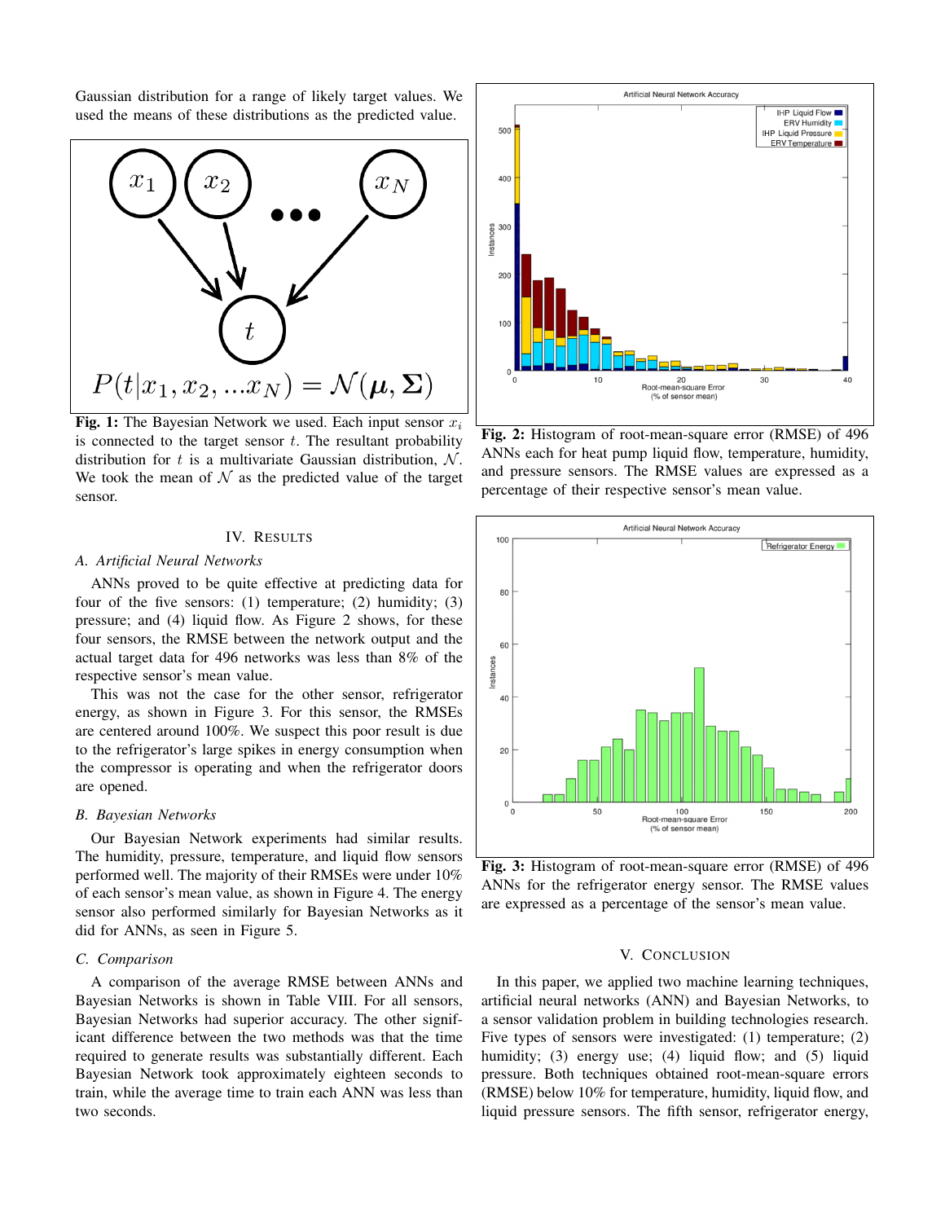Gaussian distribution for a range of likely target values. We used the means of these distributions as the predicted value.

$$P(t|x_1, x_2, ...x_N) = \mathcal{N}(\boldsymbol{\mu}, \boldsymbol{\Sigma})$$

**Fig. 1:** The Bayesian Network we used. Each input sensor $x_i$ is connected to the target sensor $t$. The resultant probability distribution for $t$ is a multivariate Gaussian distribution, $\mathcal{N}$. We took the mean of $\mathcal{N}$ as the predicted value of the target sensor.

## IV. Results

### A. Artificial Neural Networks

ANNs proved to be quite effective at predicting data for four of the five sensors: (1) temperature; (2) humidity; (3) pressure; and (4) liquid flow. As Figure 2 shows, for these four sensors, the RMSE between the network output and the actual target data for 496 networks was less than 8% of the respective sensor's mean value.

This was not the case for the other sensor, refrigerator energy, as shown in Figure 3. For this sensor, the RMSEs are centered around 100%. We suspect this poor result is due to the refrigerator's large spikes in energy consumption when the compressor is operating and when the refrigerator doors are opened.

### B. Bayesian Networks

Our Bayesian Network experiments had similar results. The humidity, pressure, temperature, and liquid flow sensors performed well. The majority of their RMSEs were under 10% of each sensor's mean value, as shown in Figure 4. The energy sensor also performed similarly for Bayesian Networks as it did for ANNs, as seen in Figure 5.

### C. Comparison

A comparison of the average RMSE between ANNs and Bayesian Networks is shown in Table VIII. For all sensors, Bayesian Networks had superior accuracy. The other significant difference between the two methods was that the time required to generate results was substantially different. Each Bayesian Network took approximately eighteen seconds to train, while the average time to train each ANN was less than two seconds.

**Fig. 2:** Histogram of root-mean-square error (RMSE) of 496 ANNs each for heat pump liquid flow, temperature, humidity, and pressure sensors. The RMSE values are expressed as a percentage of their respective sensor's mean value.

**Fig. 3:** Histogram of root-mean-square error (RMSE) of 496 ANNs for the refrigerator energy sensor. The RMSE values are expressed as a percentage of the sensor's mean value.

## V. Conclusion

In this paper, we applied two machine learning techniques, artificial neural networks (ANN) and Bayesian Networks, to a sensor validation problem in building technologies research. Five types of sensors were investigated: (1) temperature; (2) humidity; (3) energy use; (4) liquid flow; and (5) liquid pressure. Both techniques obtained root-mean-square errors (RMSE) below 10% for temperature, humidity, liquid flow, and liquid pressure sensors. The fifth sensor, refrigerator energy,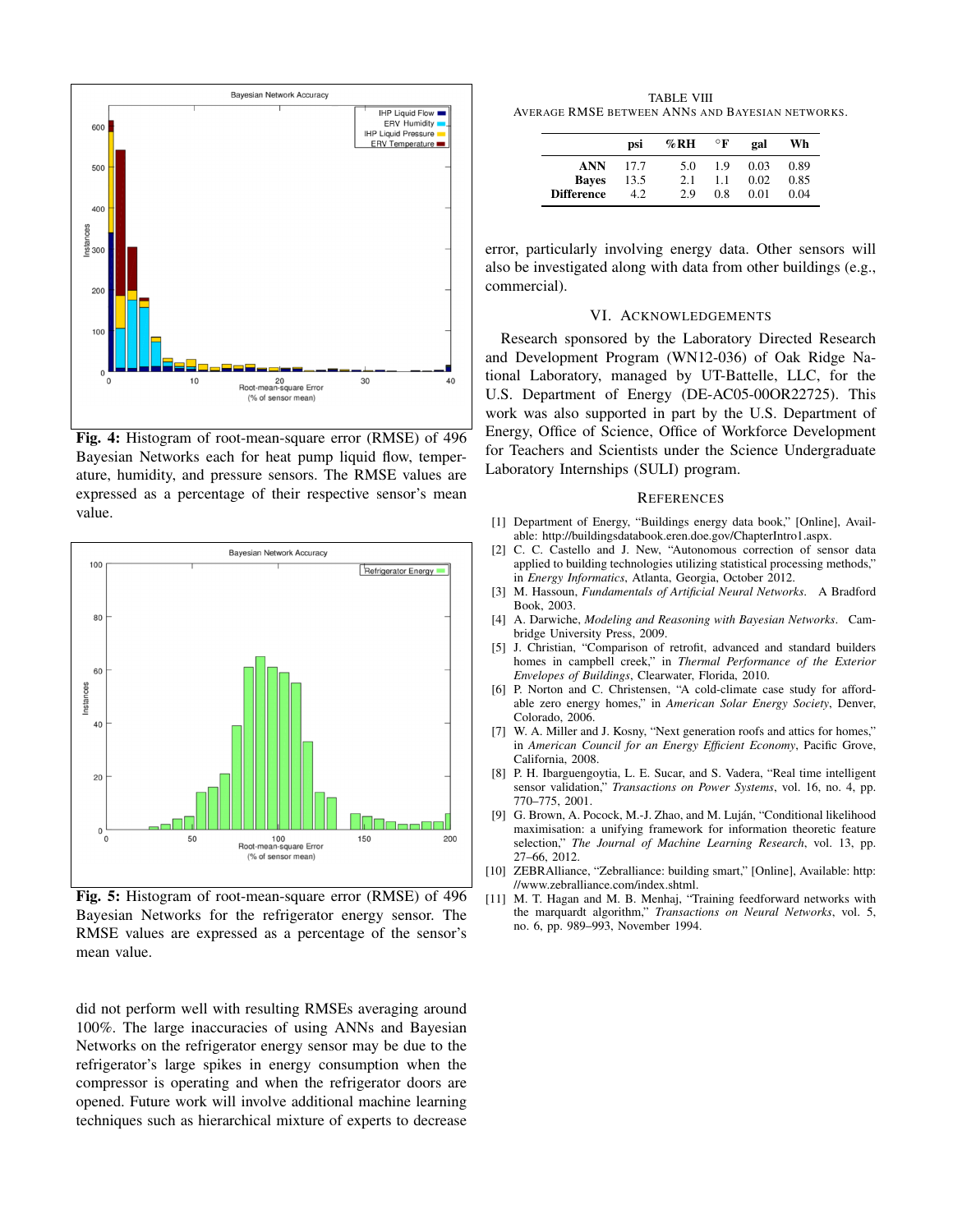Bayesian Network Accuracy

IHP Liquid Flow
ERV Humidity
IHP Liquid Pressure
ERV Temperature

Instances

600
500
400
300
200
100
0

0
10
20
30
40

Root-mean-square Error
(% of sensor mean)

**Fig. 4:** Histogram of root-mean-square error (RMSE) of 496 Bayesian Networks each for heat pump liquid flow, temperature, humidity, and pressure sensors. The RMSE values are expressed as a percentage of their respective sensor's mean value.

Bayesian Network Accuracy

Refrigerator Energy

Instances

100
80
60
40
20
0

0
50
100
150
200

Root-mean-square Error
(% of sensor mean)

**Fig. 5:** Histogram of root-mean-square error (RMSE) of 496 Bayesian Networks for the refrigerator energy sensor. The RMSE values are expressed as a percentage of the sensor's mean value.

did not perform well with resulting RMSEs averaging around 100%. The large inaccuracies of using ANNs and Bayesian Networks on the refrigerator energy sensor may be due to the refrigerator's large spikes in energy consumption when the compressor is operating and when the refrigerator doors are opened. Future work will involve additional machine learning techniques such as hierarchical mixture of experts to decrease error, particularly involving energy data. Other sensors will also be investigated along with data from other buildings (e.g., commercial).

TABLE VIII
AVERAGE RMSE BETWEEN ANNS AND BAYESIAN NETWORKS.

| | psi | %RH | °F | gal | Wh |
|---|---|---|---|---|---|
| **ANN** | 17.7 | 5.0 | 1.9 | 0.03 | 0.89 |
| **Bayes** | 13.5 | 2.1 | 1.1 | 0.02 | 0.85 |
| **Difference** | 4.2 | 2.9 | 0.8 | 0.01 | 0.04 |

## VI. Acknowledgements

Research sponsored by the Laboratory Directed Research and Development Program (WN12-036) of Oak Ridge National Laboratory, managed by UT-Battelle, LLC, for the U.S. Department of Energy (DE-AC05-00OR22725). This work was also supported in part by the U.S. Department of Energy, Office of Science, Office of Workforce Development for Teachers and Scientists under the Science Undergraduate Laboratory Internships (SULI) program.

## References

[1] Department of Energy, "Buildings energy data book," [Online], Available: http://buildingsdatabook.eren.doe.gov/ChapterIntro1.aspx.

[2] C. C. Castello and J. New, "Autonomous correction of sensor data applied to building technologies utilizing statistical processing methods," in *Energy Informatics*, Atlanta, Georgia, October 2012.

[3] M. Hassoun, *Fundamentals of Artificial Neural Networks*. A Bradford Book, 2003.

[4] A. Darwiche, *Modeling and Reasoning with Bayesian Networks*. Cambridge University Press, 2009.

[5] J. Christian, "Comparison of retrofit, advanced and standard builders homes in campbell creek," in *Thermal Performance of the Exterior Envelopes of Buildings*, Clearwater, Florida, 2010.

[6] P. Norton and C. Christensen, "A cold-climate case study for affordable zero energy homes," in *American Solar Energy Society*, Denver, Colorado, 2006.

[7] W. A. Miller and J. Kosny, "Next generation roofs and attics for homes," in *American Council for an Energy Efficient Economy*, Pacific Grove, California, 2008.

[8] P. H. Ibarguengoytia, L. E. Sucar, and S. Vadera, "Real time intelligent sensor validation," *Transactions on Power Systems*, vol. 16, no. 4, pp. 770–775, 2001.

[9] G. Brown, A. Pocock, M.-J. Zhao, and M. Luján, "Conditional likelihood maximisation: a unifying framework for information theoretic feature selection," *The Journal of Machine Learning Research*, vol. 13, pp. 27–66, 2012.

[10] ZEBRAlliance, "Zebralliance: building smart," [Online], Available: http://www.zebralliance.com/index.shtml.

[11] M. T. Hagan and M. B. Menhaj, "Training feedforward networks with the marquardt algorithm," *Transactions on Neural Networks*, vol. 5, no. 6, pp. 989–993, November 1994.